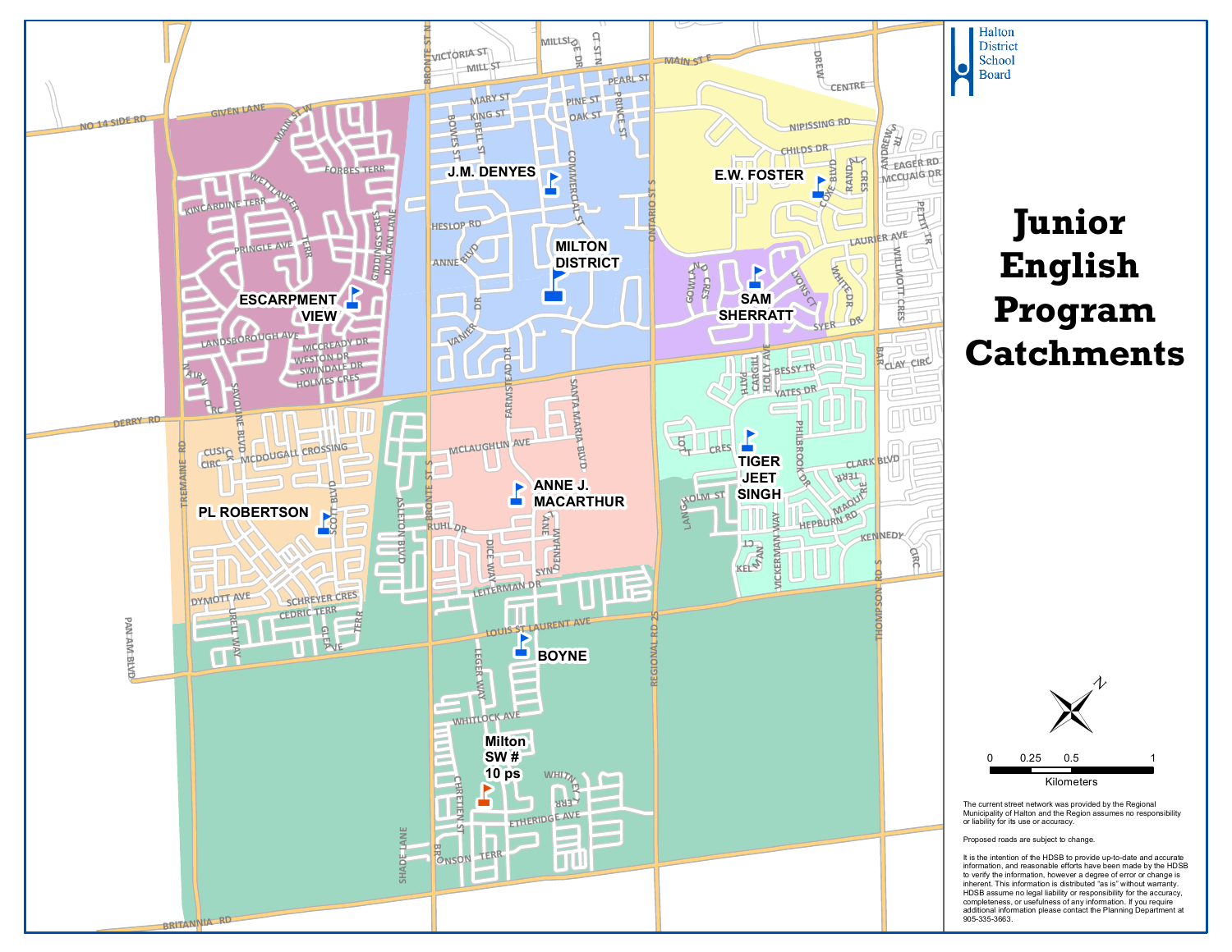Halton District School Board

# Junior English Program Catchments

J.M. DENYES

MILTON DISTRICT

E.W. FOSTER

SAM SHERRATT

ESCARPMENT VIEW

PL ROBERTSON

ANNE J. MACARTHUR

TIGER JEET SINGH

BOYNE

Milton SW # 10 ps

0 0.25 0.5 1

Kilometers

The current street network was provided by the Regional Municipality of Halton and the Region assumes no responsibility or liability for its use or accuracy.

Proposed roads are subject to change.

It is the intention of the HDSB to provide up-to-date and accurate information, and reasonable efforts have been made by the HDSB to verify the information, however a degree of error or change is inherent. This information is distributed "as is" without warranty. HDSB assume no legal liability or responsibility for the accuracy, completeness, or usefulness of any information. If you require additional information please contact the Planning Department at 905-335-3663.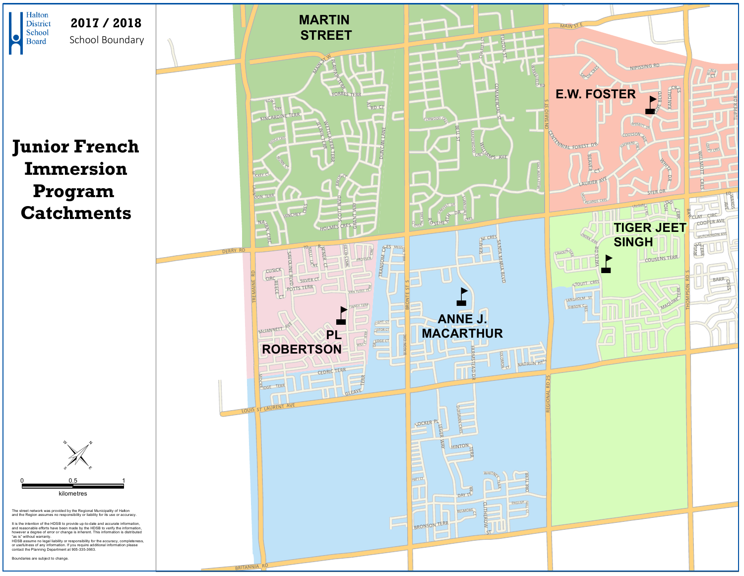Halton District School Board

2017 / 2018

School Boundary

# Junior French Immersion Program Catchments

MARTIN STREET

E.W. FOSTER

TIGER JEET SINGH

ANNE J. MACARTHUR

PL ROBERTSON

0 0.5 1

kilometres

The street network was provided by the Regional Municipality of Halton and the Region assumes no responsibility or liability for its use or accuracy.

It is the intention of the HDSB to provide up-to-date and accurate information, and reasonable efforts have been made by the HDSB to verify the information, however a degree of error or change is inherent. This information is distributed "as is" without warranty.

HDSB assume no legal liability or responsibility for the accuracy, completeness, or usefulness of any information. If you require additional information please contact the Planning Department at 905-335-3663.

Boundaries are subject to change.